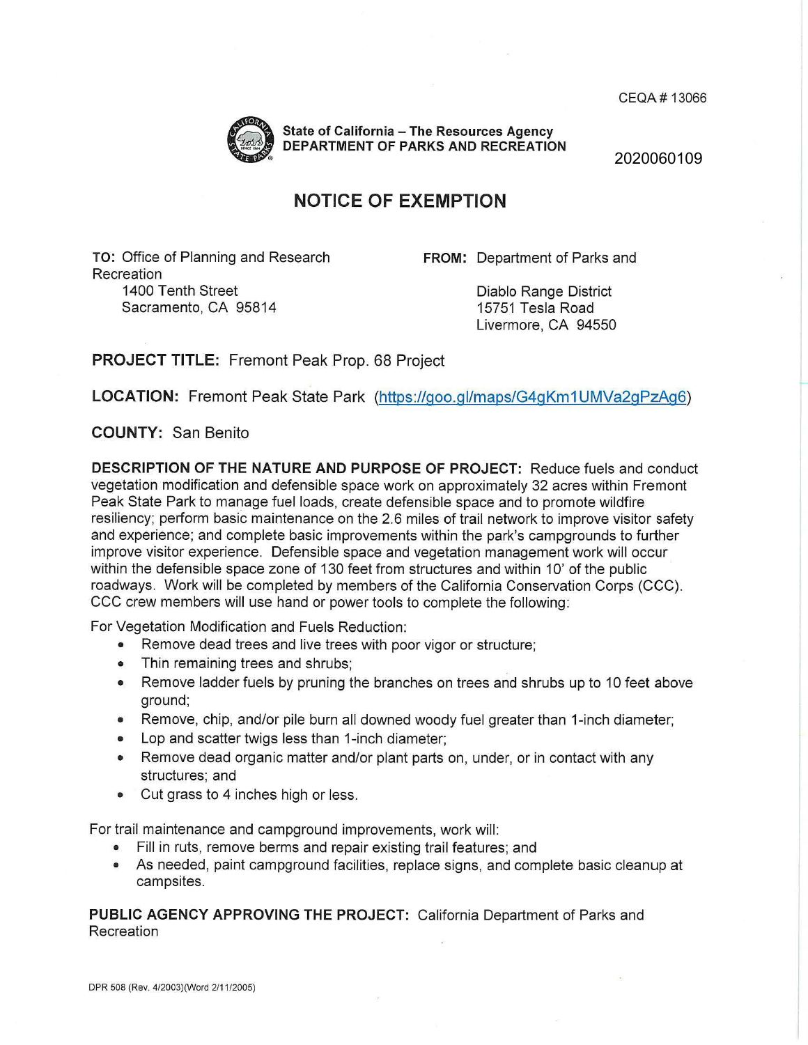CEQA # 13066

State of California – The Resources Agency
DEPARTMENT OF PARKS AND RECREATION

2020060109

# NOTICE OF EXEMPTION

**TO:** Office of Planning and Research
1400 Tenth Street
Sacramento, CA 95814

**FROM:** Department of Parks and Recreation
Diablo Range District
15751 Tesla Road
Livermore, CA 94550

**PROJECT TITLE:** Fremont Peak Prop. 68 Project

**LOCATION:** Fremont Peak State Park (https://goo.gl/maps/G4gKm1UMVa2gPzAg6)

**COUNTY:** San Benito

**DESCRIPTION OF THE NATURE AND PURPOSE OF PROJECT:** Reduce fuels and conduct vegetation modification and defensible space work on approximately 32 acres within Fremont Peak State Park to manage fuel loads, create defensible space and to promote wildfire resiliency; perform basic maintenance on the 2.6 miles of trail network to improve visitor safety and experience; and complete basic improvements within the park's campgrounds to further improve visitor experience. Defensible space and vegetation management work will occur within the defensible space zone of 130 feet from structures and within 10' of the public roadways. Work will be completed by members of the California Conservation Corps (CCC). CCC crew members will use hand or power tools to complete the following:

For Vegetation Modification and Fuels Reduction:

- Remove dead trees and live trees with poor vigor or structure;
- Thin remaining trees and shrubs;
- Remove ladder fuels by pruning the branches on trees and shrubs up to 10 feet above ground;
- Remove, chip, and/or pile burn all downed woody fuel greater than 1-inch diameter;
- Lop and scatter twigs less than 1-inch diameter;
- Remove dead organic matter and/or plant parts on, under, or in contact with any structures; and
- Cut grass to 4 inches high or less.

For trail maintenance and campground improvements, work will:

- Fill in ruts, remove berms and repair existing trail features; and
- As needed, paint campground facilities, replace signs, and complete basic cleanup at campsites.

**PUBLIC AGENCY APPROVING THE PROJECT:** California Department of Parks and Recreation

DPR 508 (Rev. 4/2003)(Word 2/11/2005)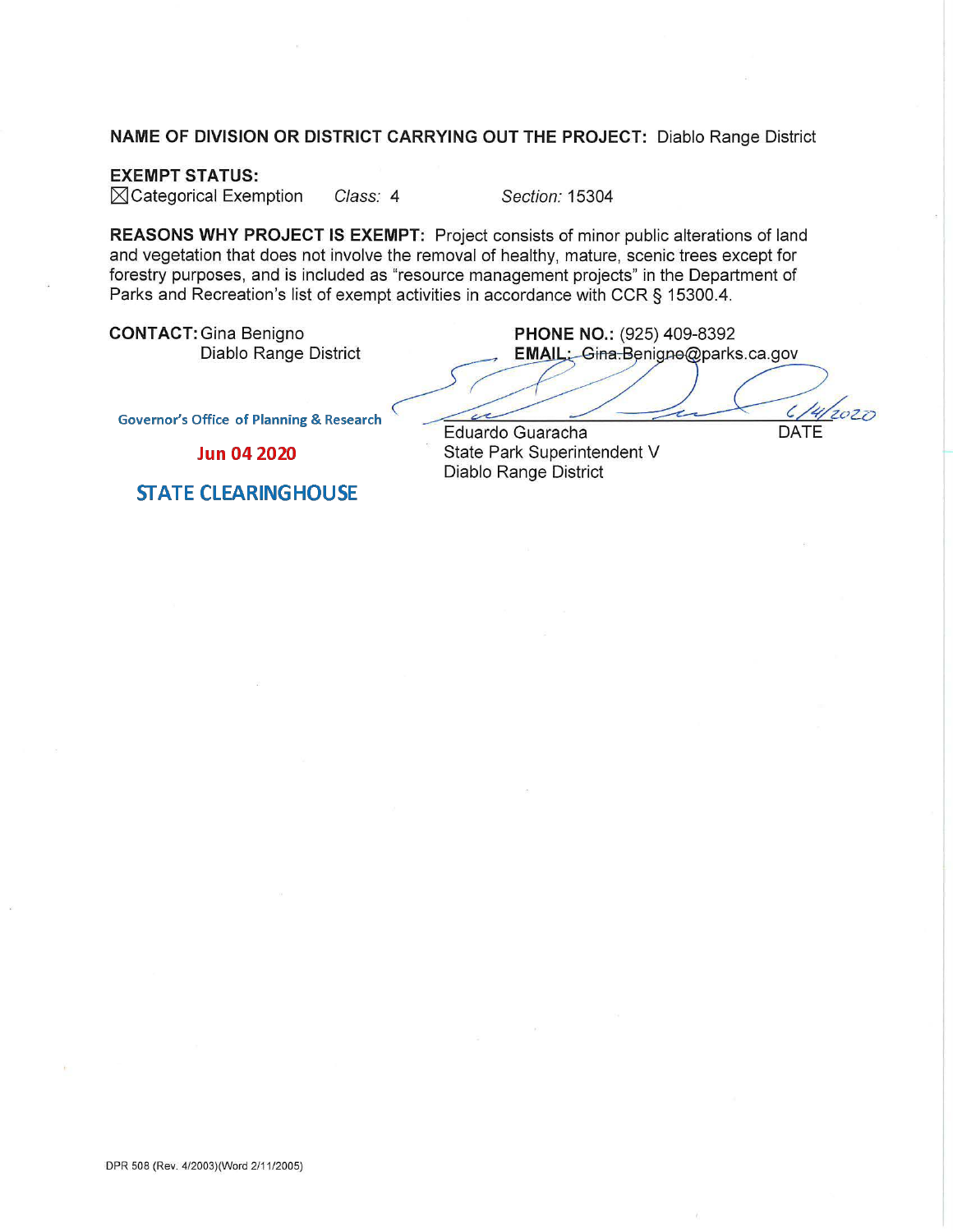**NAME OF DIVISION OR DISTRICT CARRYING OUT THE PROJECT:** Diablo Range District

**EXEMPT STATUS:**
☒ Categorical Exemption *Class:* 4 *Section:* 15304

**REASONS WHY PROJECT IS EXEMPT:** Project consists of minor public alterations of land and vegetation that does not involve the removal of healthy, mature, scenic trees except for forestry purposes, and is included as "resource management projects" in the Department of Parks and Recreation's list of exempt activities in accordance with CCR § 15300.4.

**CONTACT:** Gina Benigno
Diablo Range District

**PHONE NO.:** (925) 409-8392
**EMAIL:** Gina.Benigno@parks.ca.gov

Governor's Office of Planning & Research

Jun 04 2020

STATE CLEARINGHOUSE

6/4/2020

Eduardo Guaracha
State Park Superintendent V
Diablo Range District

DATE

DPR 508 (Rev. 4/2003)(Word 2/11/2005)